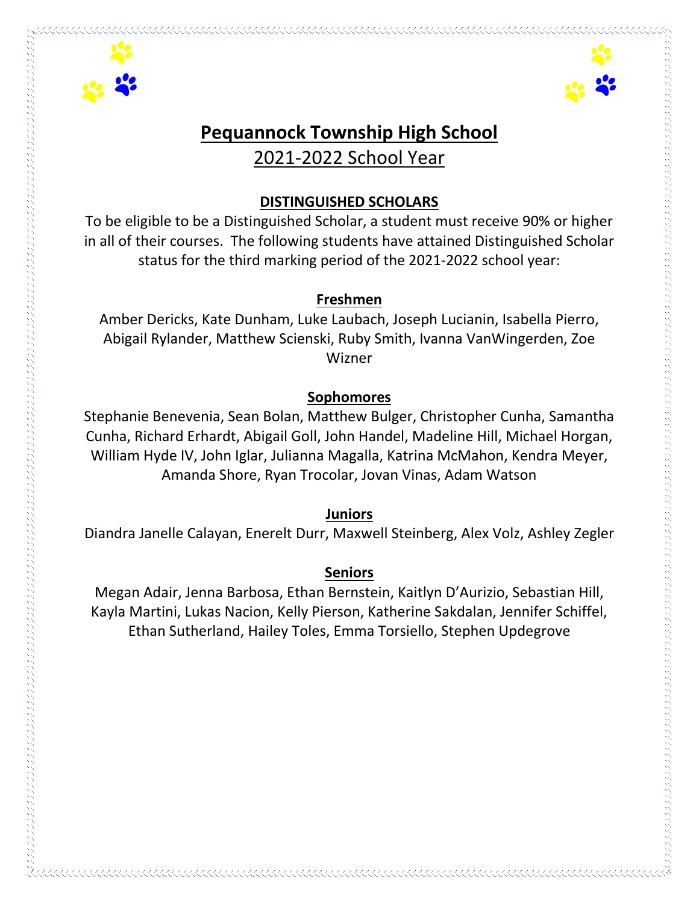# Pequannock Township High School

## 2021-2022 School Year

### DISTINGUISHED SCHOLARS

To be eligible to be a Distinguished Scholar, a student must receive 90% or higher in all of their courses. The following students have attained Distinguished Scholar status for the third marking period of the 2021-2022 school year:

#### Freshmen

Amber Dericks, Kate Dunham, Luke Laubach, Joseph Lucianin, Isabella Pierro, Abigail Rylander, Matthew Scienski, Ruby Smith, Ivanna VanWingerden, Zoe Wizner

#### Sophomores

Stephanie Benevenia, Sean Bolan, Matthew Bulger, Christopher Cunha, Samantha Cunha, Richard Erhardt, Abigail Goll, John Handel, Madeline Hill, Michael Horgan, William Hyde IV, John Iglar, Julianna Magalla, Katrina McMahon, Kendra Meyer, Amanda Shore, Ryan Trocolar, Jovan Vinas, Adam Watson

#### Juniors

Diandra Janelle Calayan, Enerelt Durr, Maxwell Steinberg, Alex Volz, Ashley Zegler

#### Seniors

Megan Adair, Jenna Barbosa, Ethan Bernstein, Kaitlyn D'Aurizio, Sebastian Hill, Kayla Martini, Lukas Nacion, Kelly Pierson, Katherine Sakdalan, Jennifer Schiffel, Ethan Sutherland, Hailey Toles, Emma Torsiello, Stephen Updegrove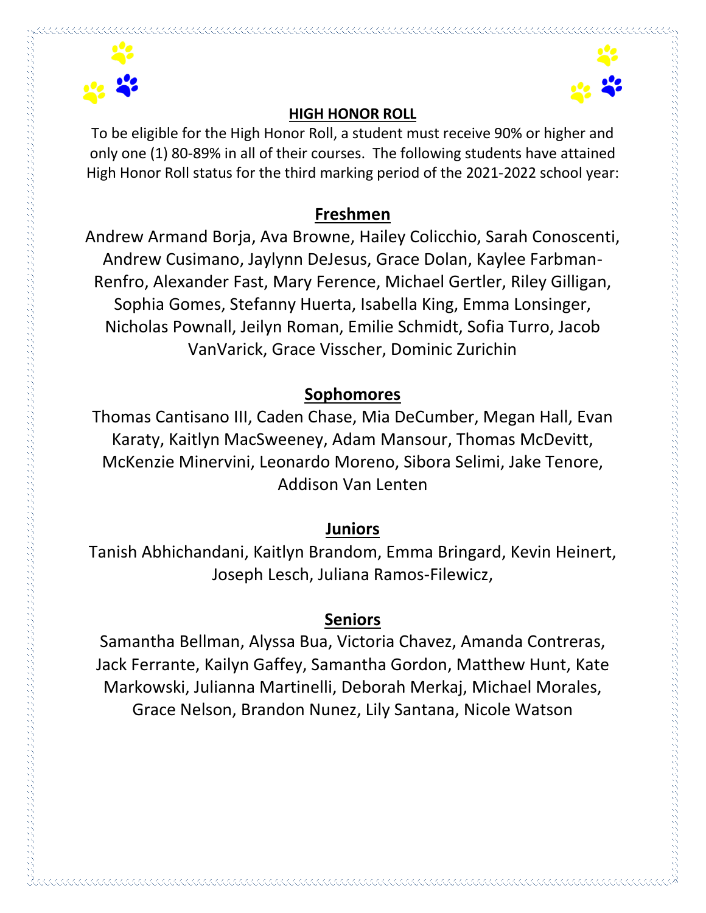## HIGH HONOR ROLL

To be eligible for the High Honor Roll, a student must receive 90% or higher and only one (1) 80-89% in all of their courses. The following students have attained High Honor Roll status for the third marking period of the 2021-2022 school year:

### Freshmen

Andrew Armand Borja, Ava Browne, Hailey Colicchio, Sarah Conoscenti, Andrew Cusimano, Jaylynn DeJesus, Grace Dolan, Kaylee Farbman-Renfro, Alexander Fast, Mary Ference, Michael Gertler, Riley Gilligan, Sophia Gomes, Stefanny Huerta, Isabella King, Emma Lonsinger, Nicholas Pownall, Jeilyn Roman, Emilie Schmidt, Sofia Turro, Jacob VanVarick, Grace Visscher, Dominic Zurichin

### Sophomores

Thomas Cantisano III, Caden Chase, Mia DeCumber, Megan Hall, Evan Karaty, Kaitlyn MacSweeney, Adam Mansour, Thomas McDevitt, McKenzie Minervini, Leonardo Moreno, Sibora Selimi, Jake Tenore, Addison Van Lenten

### Juniors

Tanish Abhichandani, Kaitlyn Brandom, Emma Bringard, Kevin Heinert, Joseph Lesch, Juliana Ramos-Filewicz,

### Seniors

Samantha Bellman, Alyssa Bua, Victoria Chavez, Amanda Contreras, Jack Ferrante, Kailyn Gaffey, Samantha Gordon, Matthew Hunt, Kate Markowski, Julianna Martinelli, Deborah Merkaj, Michael Morales, Grace Nelson, Brandon Nunez, Lily Santana, Nicole Watson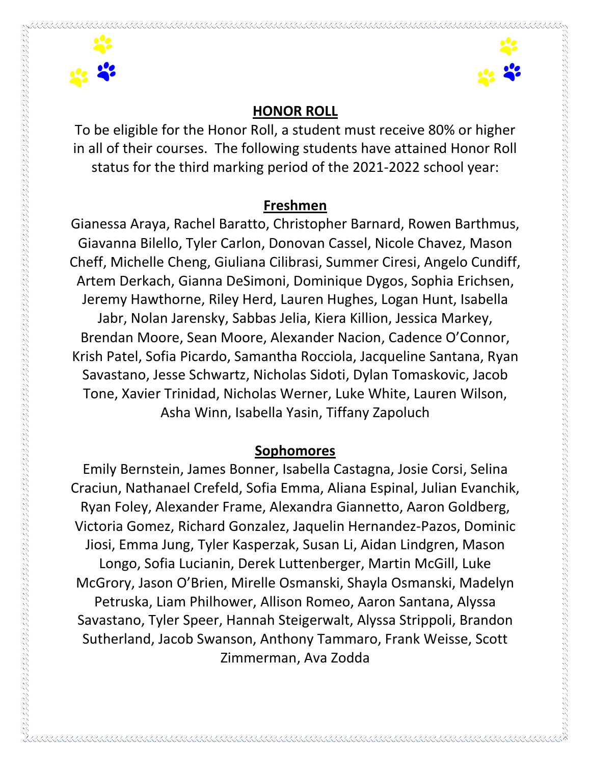## HONOR ROLL

To be eligible for the Honor Roll, a student must receive 80% or higher in all of their courses. The following students have attained Honor Roll status for the third marking period of the 2021-2022 school year:

### Freshmen

Gianessa Araya, Rachel Baratto, Christopher Barnard, Rowen Barthmus, Giavanna Bilello, Tyler Carlon, Donovan Cassel, Nicole Chavez, Mason Cheff, Michelle Cheng, Giuliana Cilibrasi, Summer Ciresi, Angelo Cundiff, Artem Derkach, Gianna DeSimoni, Dominique Dygos, Sophia Erichsen, Jeremy Hawthorne, Riley Herd, Lauren Hughes, Logan Hunt, Isabella Jabr, Nolan Jarensky, Sabbas Jelia, Kiera Killion, Jessica Markey, Brendan Moore, Sean Moore, Alexander Nacion, Cadence O'Connor, Krish Patel, Sofia Picardo, Samantha Rocciola, Jacqueline Santana, Ryan Savastano, Jesse Schwartz, Nicholas Sidoti, Dylan Tomaskovic, Jacob Tone, Xavier Trinidad, Nicholas Werner, Luke White, Lauren Wilson, Asha Winn, Isabella Yasin, Tiffany Zapoluch

### Sophomores

Emily Bernstein, James Bonner, Isabella Castagna, Josie Corsi, Selina Craciun, Nathanael Crefeld, Sofia Emma, Aliana Espinal, Julian Evanchik, Ryan Foley, Alexander Frame, Alexandra Giannetto, Aaron Goldberg, Victoria Gomez, Richard Gonzalez, Jaquelin Hernandez-Pazos, Dominic Jiosi, Emma Jung, Tyler Kasperzak, Susan Li, Aidan Lindgren, Mason Longo, Sofia Lucianin, Derek Luttenberger, Martin McGill, Luke McGrory, Jason O'Brien, Mirelle Osmanski, Shayla Osmanski, Madelyn Petruska, Liam Philhower, Allison Romeo, Aaron Santana, Alyssa Savastano, Tyler Speer, Hannah Steigerwalt, Alyssa Strippoli, Brandon Sutherland, Jacob Swanson, Anthony Tammaro, Frank Weisse, Scott Zimmerman, Ava Zodda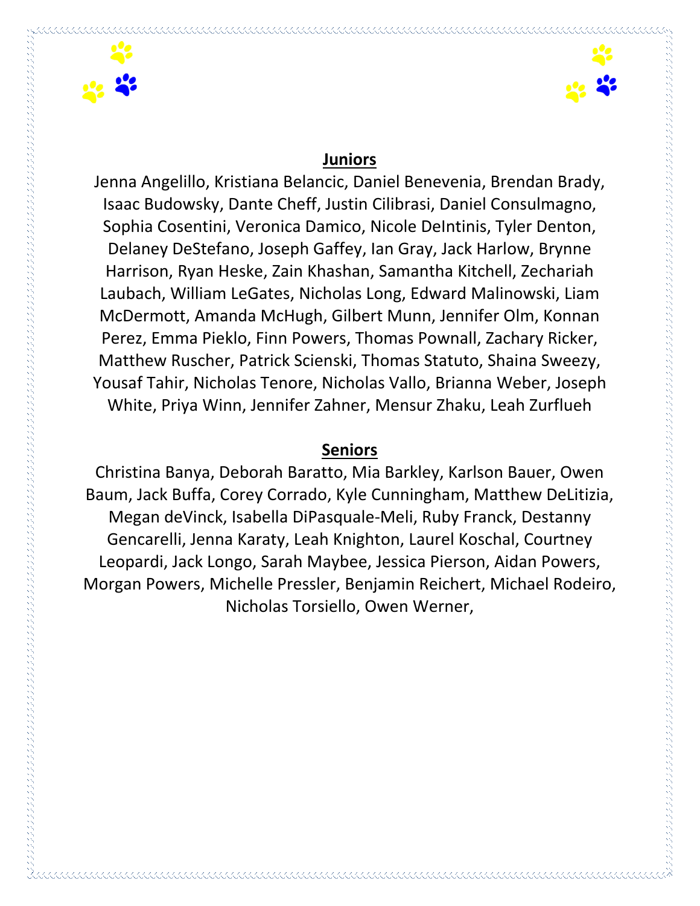## Juniors

Jenna Angelillo, Kristiana Belancic, Daniel Benevenia, Brendan Brady, Isaac Budowsky, Dante Cheff, Justin Cilibrasi, Daniel Consulmagno, Sophia Cosentini, Veronica Damico, Nicole DeIntinis, Tyler Denton, Delaney DeStefano, Joseph Gaffey, Ian Gray, Jack Harlow, Brynne Harrison, Ryan Heske, Zain Khashan, Samantha Kitchell, Zechariah Laubach, William LeGates, Nicholas Long, Edward Malinowski, Liam McDermott, Amanda McHugh, Gilbert Munn, Jennifer Olm, Konnan Perez, Emma Pieklo, Finn Powers, Thomas Pownall, Zachary Ricker, Matthew Ruscher, Patrick Scienski, Thomas Statuto, Shaina Sweezy, Yousaf Tahir, Nicholas Tenore, Nicholas Vallo, Brianna Weber, Joseph White, Priya Winn, Jennifer Zahner, Mensur Zhaku, Leah Zurflueh

## Seniors

Christina Banya, Deborah Baratto, Mia Barkley, Karlson Bauer, Owen Baum, Jack Buffa, Corey Corrado, Kyle Cunningham, Matthew DeLitizia, Megan deVinck, Isabella DiPasquale-Meli, Ruby Franck, Destanny Gencarelli, Jenna Karaty, Leah Knighton, Laurel Koschal, Courtney Leopardi, Jack Longo, Sarah Maybee, Jessica Pierson, Aidan Powers, Morgan Powers, Michelle Pressler, Benjamin Reichert, Michael Rodeiro, Nicholas Torsiello, Owen Werner,